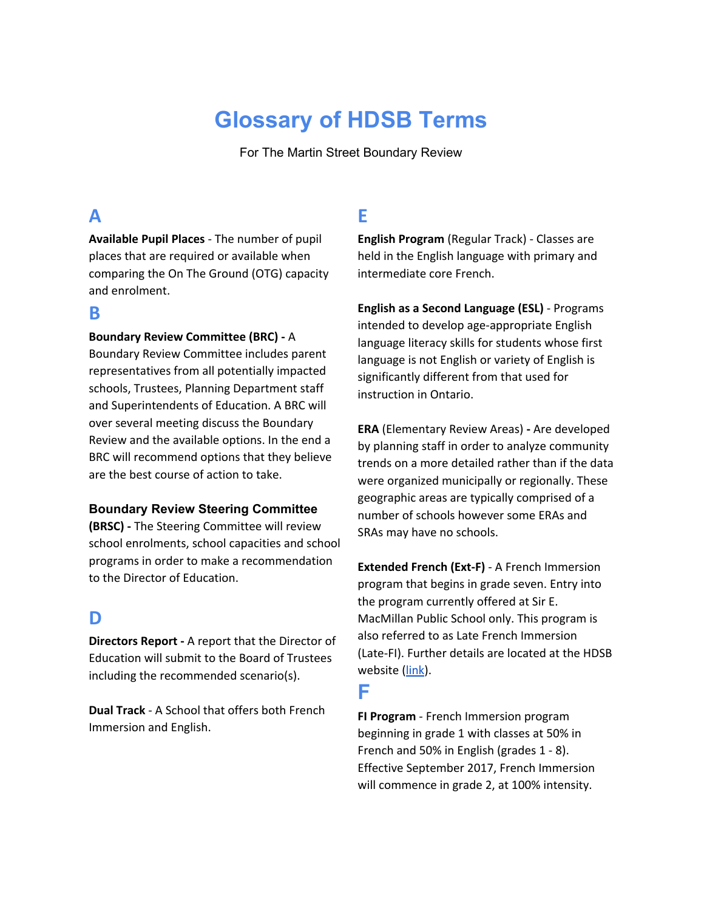# Glossary of HDSB Terms

For The Martin Street Boundary Review

## A

**Available Pupil Places** - The number of pupil places that are required or available when comparing the On The Ground (OTG) capacity and enrolment.

## B

**Boundary Review Committee (BRC) -** A Boundary Review Committee includes parent representatives from all potentially impacted schools, Trustees, Planning Department staff and Superintendents of Education. A BRC will over several meeting discuss the Boundary Review and the available options. In the end a BRC will recommend options that they believe are the best course of action to take.

**Boundary Review Steering Committee (BRSC) -** The Steering Committee will review school enrolments, school capacities and school programs in order to make a recommendation to the Director of Education.

## D

**Directors Report -** A report that the Director of Education will submit to the Board of Trustees including the recommended scenario(s).

**Dual Track** - A School that offers both French Immersion and English.

## E

**English Program** (Regular Track) - Classes are held in the English language with primary and intermediate core French.

**English as a Second Language (ESL)** - Programs intended to develop age-appropriate English language literacy skills for students whose first language is not English or variety of English is significantly different from that used for instruction in Ontario.

**ERA** (Elementary Review Areas) **-** Are developed by planning staff in order to analyze community trends on a more detailed rather than if the data were organized municipally or regionally. These geographic areas are typically comprised of a number of schools however some ERAs and SRAs may have no schools.

**Extended French (Ext-F)** - A French Immersion program that begins in grade seven. Entry into the program currently offered at Sir E. MacMillan Public School only. This program is also referred to as Late French Immersion (Late-FI). Further details are located at the HDSB website (link).

## F

**FI Program** - French Immersion program beginning in grade 1 with classes at 50% in French and 50% in English (grades 1 - 8). Effective September 2017, French Immersion will commence in grade 2, at 100% intensity.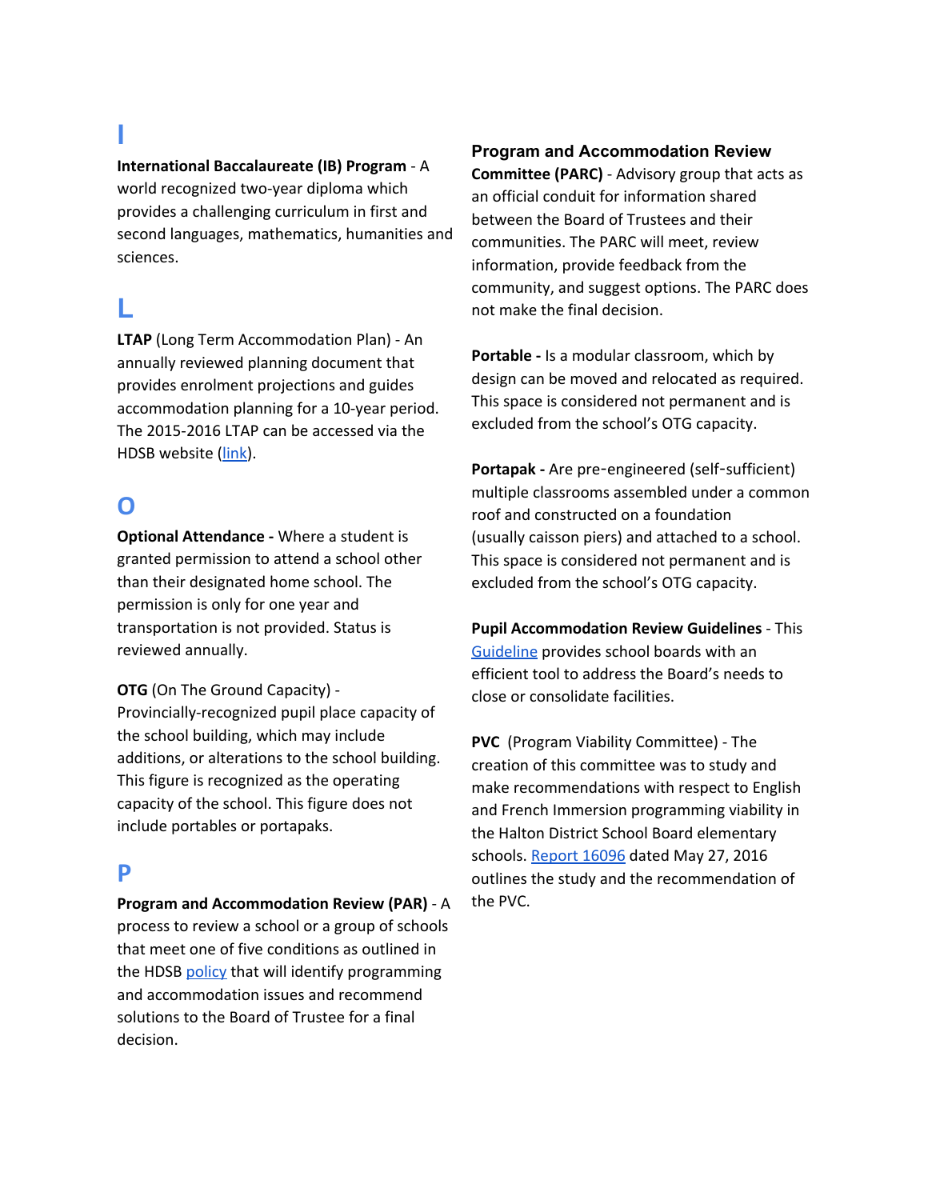## I

**International Baccalaureate (IB) Program** - A world recognized two-year diploma which provides a challenging curriculum in first and second languages, mathematics, humanities and sciences.

## L

**LTAP** (Long Term Accommodation Plan) - An annually reviewed planning document that provides enrolment projections and guides accommodation planning for a 10-year period. The 2015-2016 LTAP can be accessed via the HDSB website (link).

## O

**Optional Attendance -** Where a student is granted permission to attend a school other than their designated home school. The permission is only for one year and transportation is not provided. Status is reviewed annually.

**OTG** (On The Ground Capacity) - Provincially-recognized pupil place capacity of the school building, which may include additions, or alterations to the school building. This figure is recognized as the operating capacity of the school. This figure does not include portables or portapaks.

## P

**Program and Accommodation Review (PAR)** - A process to review a school or a group of schools that meet one of five conditions as outlined in the HDSB policy that will identify programming and accommodation issues and recommend solutions to the Board of Trustee for a final decision.

**Program and Accommodation Review Committee (PARC)** - Advisory group that acts as an official conduit for information shared between the Board of Trustees and their communities. The PARC will meet, review information, provide feedback from the community, and suggest options. The PARC does not make the final decision.

**Portable -** Is a modular classroom, which by design can be moved and relocated as required. This space is considered not permanent and is excluded from the school's OTG capacity.

**Portapak -** Are pre-engineered (self-sufficient) multiple classrooms assembled under a common roof and constructed on a foundation (usually caisson piers) and attached to a school. This space is considered not permanent and is excluded from the school's OTG capacity.

**Pupil Accommodation Review Guidelines** - This Guideline provides school boards with an efficient tool to address the Board's needs to close or consolidate facilities.

**PVC** (Program Viability Committee) - The creation of this committee was to study and make recommendations with respect to English and French Immersion programming viability in the Halton District School Board elementary schools. Report 16096 dated May 27, 2016 outlines the study and the recommendation of the PVC.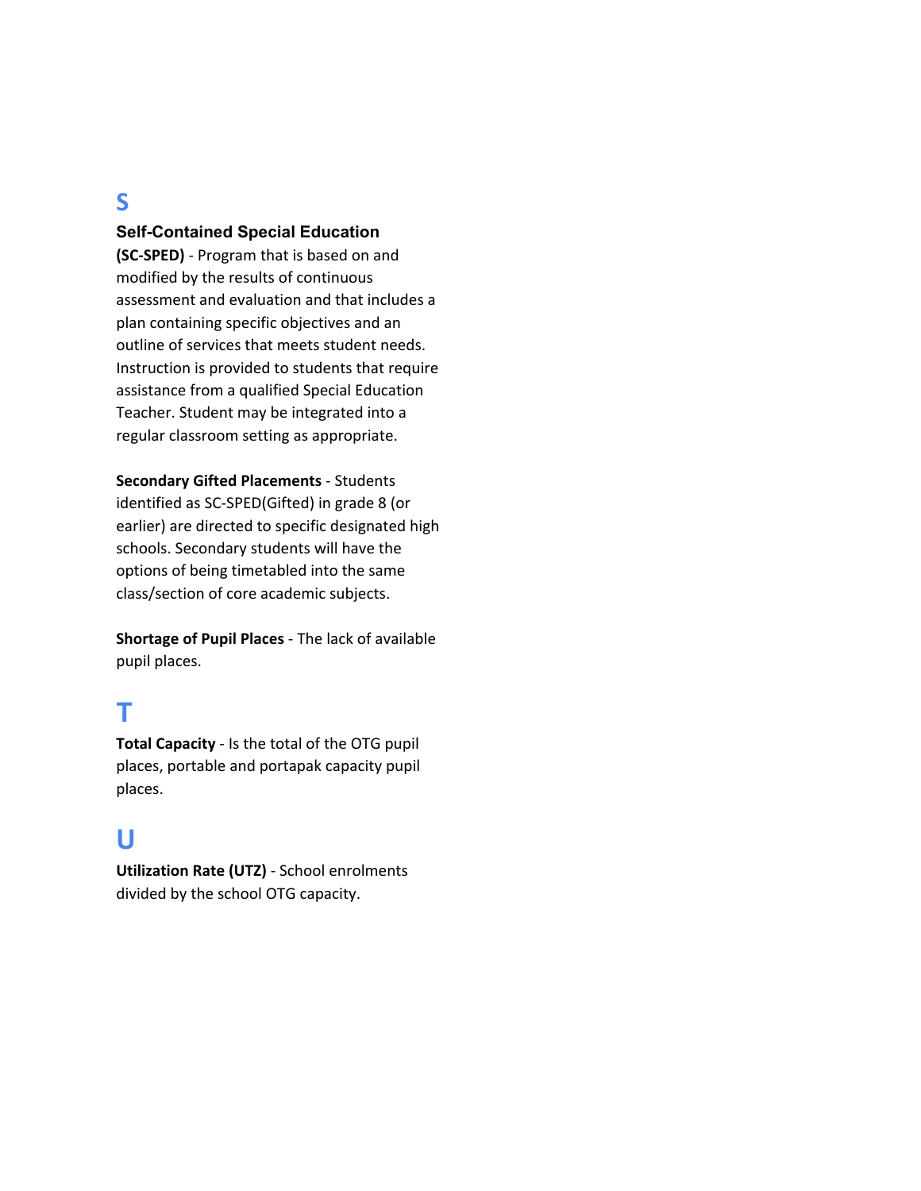## S

**Self-Contained Special Education (SC-SPED)** - Program that is based on and modified by the results of continuous assessment and evaluation and that includes a plan containing specific objectives and an outline of services that meets student needs. Instruction is provided to students that require assistance from a qualified Special Education Teacher. Student may be integrated into a regular classroom setting as appropriate.

**Secondary Gifted Placements** - Students identified as SC-SPED(Gifted) in grade 8 (or earlier) are directed to specific designated high schools. Secondary students will have the options of being timetabled into the same class/section of core academic subjects.

**Shortage of Pupil Places** - The lack of available pupil places.

## T

**Total Capacity** - Is the total of the OTG pupil places, portable and portapak capacity pupil places.

## U

**Utilization Rate (UTZ)** - School enrolments divided by the school OTG capacity.